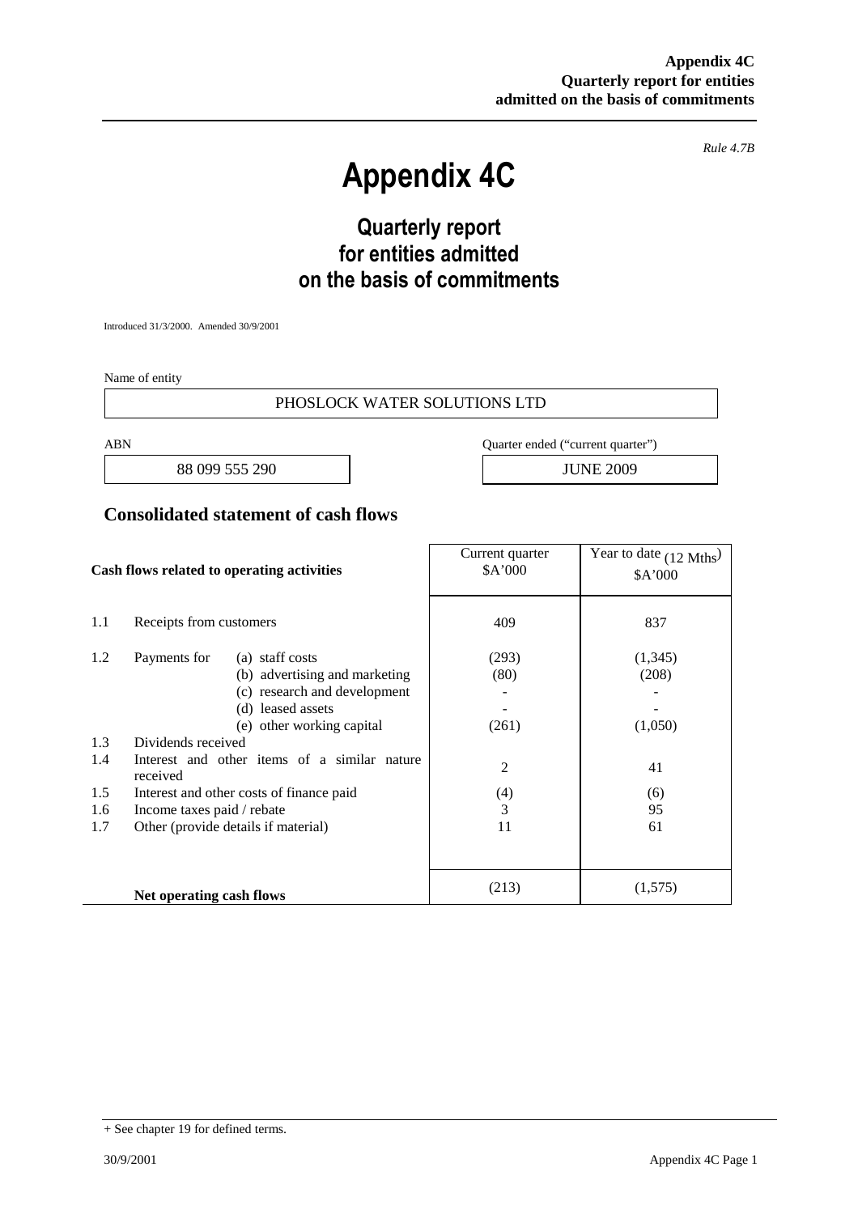**Appendix 4C**
**Quarterly report for entities admitted on the basis of commitments**

*Rule 4.7B*

# Appendix 4C

## Quarterly report for entities admitted on the basis of commitments

Introduced 31/3/2000. Amended 30/9/2001

Name of entity

| PHOSLOCK WATER SOLUTIONS LTD |
|---|

| ABN | Quarter ended ("current quarter") |
|---|---|
| 88 099 555 290 | JUNE 2009 |

## Consolidated statement of cash flows

| | Cash flows related to operating activities | | Current quarter $A'000 | Year to date (12 Mths) $A'000 |
|---|---|---|---|---|
| 1.1 | Receipts from customers | | 409 | 837 |
| 1.2 | Payments for | (a) staff costs | (293) | (1,345) |
| | | (b) advertising and marketing | (80) | (208) |
| | | (c) research and development | - | - |
| | | (d) leased assets | - | - |
| | | (e) other working capital | (261) | (1,050) |
| 1.3 | Dividends received | | | |
| 1.4 | Interest and other items of a similar nature received | | 2 | 41 |
| 1.5 | Interest and other costs of finance paid | | (4) | (6) |
| 1.6 | Income taxes paid / rebate | | 3 | 95 |
| 1.7 | Other (provide details if material) | | 11 | 61 |
| | **Net operating cash flows** | | (213) | (1,575) |

+ See chapter 19 for defined terms.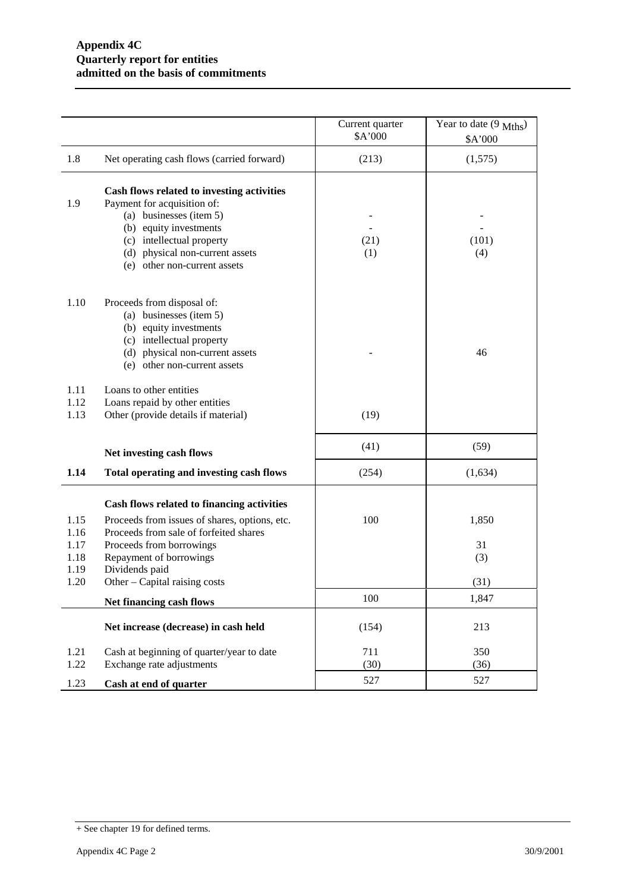**Appendix 4C**
**Quarterly report for entities**
**admitted on the basis of commitments**

| | | Current quarter $A'000 | Year to date (9 Mths) $A'000 |
|---|---|---|---|
| 1.8 | Net operating cash flows (carried forward) | (213) | (1,575) |
| | **Cash flows related to investing activities** | | |
| 1.9 | Payment for acquisition of: | | |
| | (a) businesses (item 5) | - | - |
| | (b) equity investments | - | - |
| | (c) intellectual property | (21) | (101) |
| | (d) physical non-current assets | (1) | (4) |
| | (e) other non-current assets | | |
| 1.10 | Proceeds from disposal of: | | |
| | (a) businesses (item 5) | | |
| | (b) equity investments | | |
| | (c) intellectual property | | |
| | (d) physical non-current assets | - | 46 |
| | (e) other non-current assets | | |
| 1.11 | Loans to other entities | | |
| 1.12 | Loans repaid by other entities | | |
| 1.13 | Other (provide details if material) | (19) | |
| | **Net investing cash flows** | (41) | (59) |
| **1.14** | **Total operating and investing cash flows** | (254) | (1,634) |
| | **Cash flows related to financing activities** | | |
| 1.15 | Proceeds from issues of shares, options, etc. | 100 | 1,850 |
| 1.16 | Proceeds from sale of forfeited shares | | |
| 1.17 | Proceeds from borrowings | | 31 |
| 1.18 | Repayment of borrowings | | (3) |
| 1.19 | Dividends paid | | |
| 1.20 | Other – Capital raising costs | | (31) |
| | **Net financing cash flows** | 100 | 1,847 |
| | **Net increase (decrease) in cash held** | (154) | 213 |
| 1.21 | Cash at beginning of quarter/year to date | 711 | 350 |
| 1.22 | Exchange rate adjustments | (30) | (36) |
| 1.23 | **Cash at end of quarter** | 527 | 527 |

+ See chapter 19 for defined terms.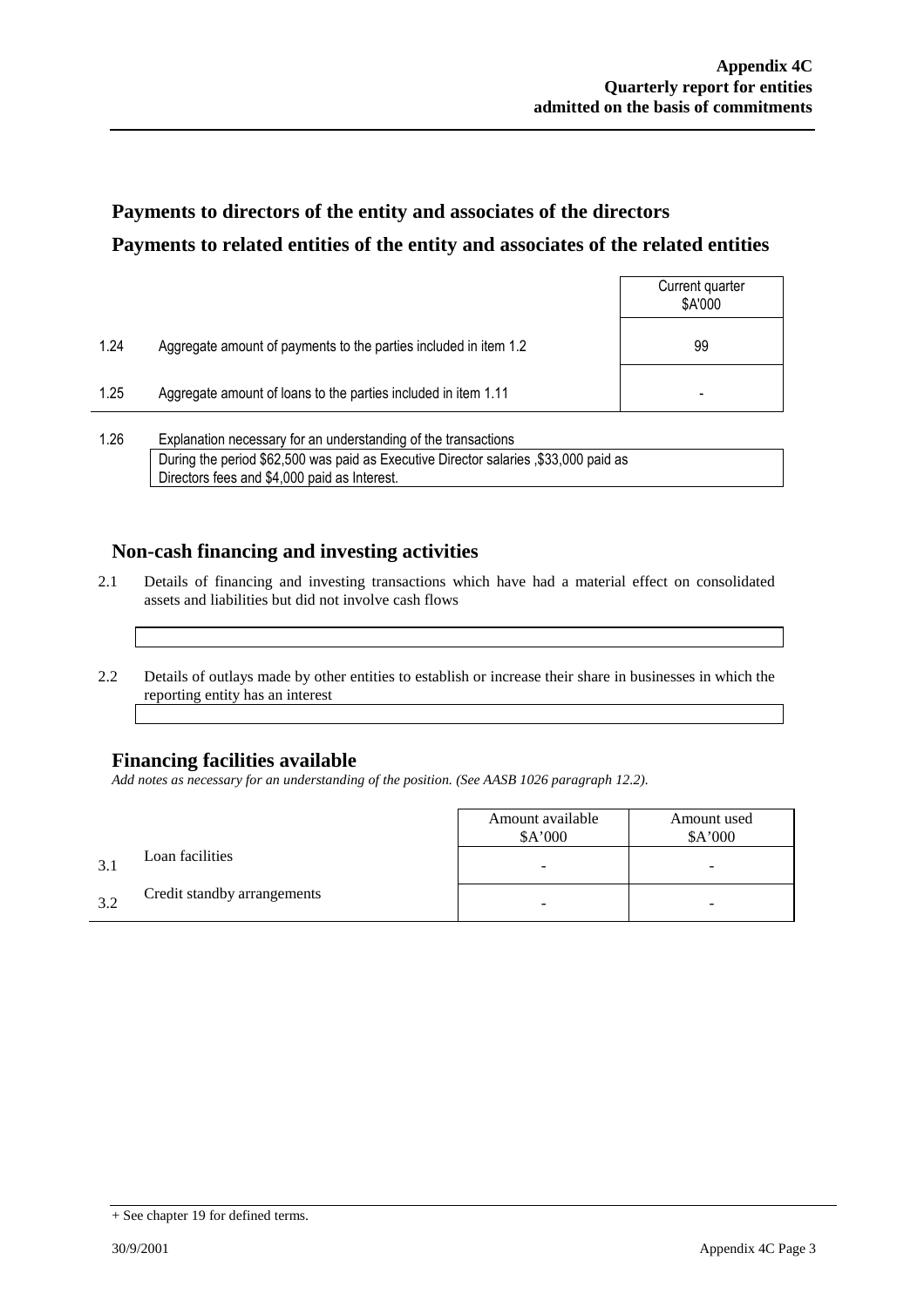## Payments to directors of the entity and associates of the directors

## Payments to related entities of the entity and associates of the related entities

| | | Current quarter \$A'000 |
|---|---|---|
| 1.24 | Aggregate amount of payments to the parties included in item 1.2 | 99 |
| 1.25 | Aggregate amount of loans to the parties included in item 1.11 | - |

1.26 Explanation necessary for an understanding of the transactions

During the period \$62,500 was paid as Executive Director salaries ,\$33,000 paid as Directors fees and \$4,000 paid as Interest.

## Non-cash financing and investing activities

2.1 Details of financing and investing transactions which have had a material effect on consolidated assets and liabilities but did not involve cash flows

2.2 Details of outlays made by other entities to establish or increase their share in businesses in which the reporting entity has an interest

## Financing facilities available

*Add notes as necessary for an understanding of the position. (See AASB 1026 paragraph 12.2).*

| | | Amount available \$A'000 | Amount used \$A'000 |
|---|---|---|---|
| 3.1 | Loan facilities | - | - |
| 3.2 | Credit standby arrangements | - | - |

+ See chapter 19 for defined terms.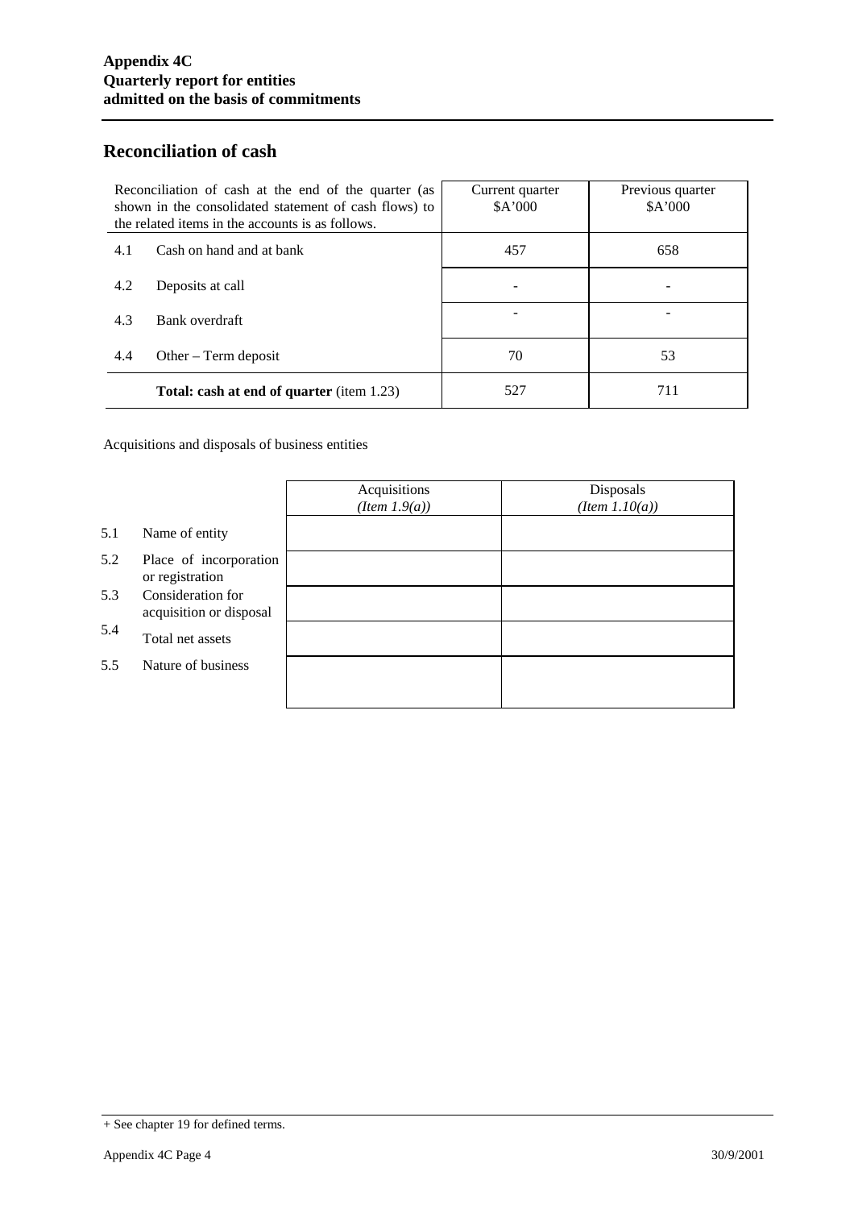## Reconciliation of cash

| Reconciliation of cash at the end of the quarter (as shown in the consolidated statement of cash flows) to the related items in the accounts is as follows. | | Current quarter $A'000 | Previous quarter $A'000 |
|---|---|---|---|
| 4.1 | Cash on hand and at bank | 457 | 658 |
| 4.2 | Deposits at call | - | - |
| 4.3 | Bank overdraft | - | - |
| 4.4 | Other – Term deposit | 70 | 53 |
| | **Total: cash at end of quarter** (item 1.23) | 527 | 711 |

Acquisitions and disposals of business entities

| | | Acquisitions *(Item 1.9(a))* | Disposals *(Item 1.10(a))* |
|---|---|---|---|
| 5.1 | Name of entity | | |
| 5.2 | Place of incorporation or registration | | |
| 5.3 | Consideration for acquisition or disposal | | |
| 5.4 | Total net assets | | |
| 5.5 | Nature of business | | |

+ See chapter 19 for defined terms.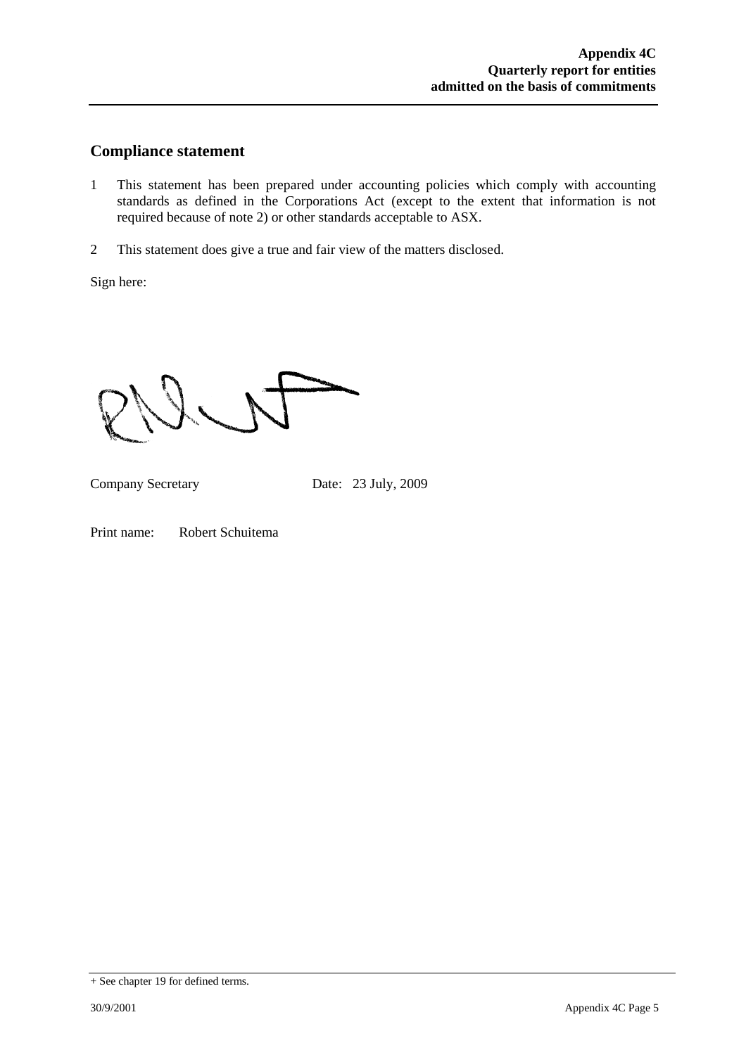## Compliance statement

1 This statement has been prepared under accounting policies which comply with accounting standards as defined in the Corporations Act (except to the extent that information is not required because of note 2) or other standards acceptable to ASX.

2 This statement does give a true and fair view of the matters disclosed.

Sign here:

Company Secretary Date: 23 July, 2009

Print name: Robert Schuitema

+ See chapter 19 for defined terms.